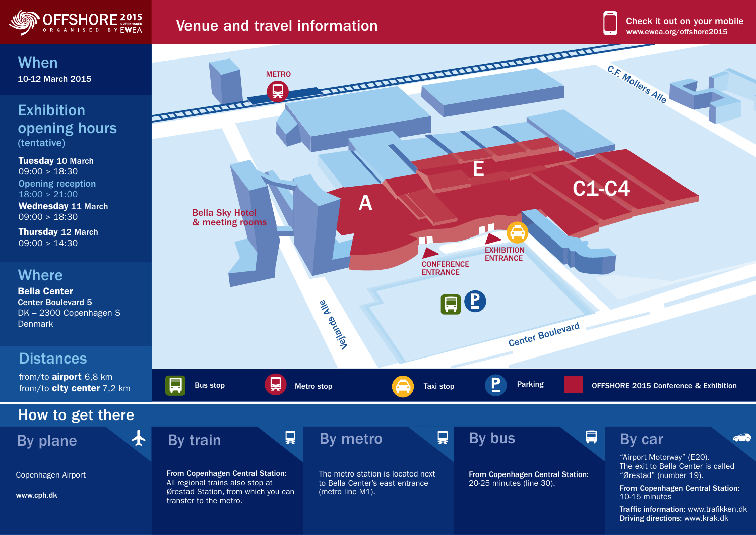# OFFSHORE 2015 COPENHAGEN — ORGANISED BY EWEA

## Venue and travel information

Check it out on your mobile
www.ewea.org/offshore2015

## When

10-12 March 2015

## Exhibition opening hours (tentative)

**Tuesday** 10 March
09:00 > 18:30

Opening reception
18:00 > 21:00

**Wednesday** 11 March
09:00 > 18:30

**Thursday** 12 March
09:00 > 14:30

## Where

**Bella Center**
Center Boulevard 5
DK – 2300 Copenhagen S
Denmark

## Distances

from/to **airport** 6,8 km
from/to **city center** 7,2 km

METRO

C.F. Møllers Alle

E

A

C1-C4

Bella Sky Hotel & meeting rooms

CONFERENCE ENTRANCE

EXHIBITION ENTRANCE

Vejlandsallé

Center Boulevard

Bus stop | Metro stop | Taxi stop | Parking | OFFSHORE 2015 Conference & Exhibition

## How to get there

### By plane

Copenhagen Airport

**www.cph.dk**

### By train

**From Copenhagen Central Station:**
All regional trains also stop at Ørestad Station, from which you can transfer to the metro.

### By metro

The metro station is located next to Bella Center's east entrance (metro line M1).

### By bus

**From Copenhagen Central Station:**
20-25 minutes (line 30).

### By car

"Airport Motorway" (E20).
The exit to Bella Center is called "Ørestad" (number 19).

**From Copenhagen Central Station:**
10-15 minutes

**Traffic information:** www.trafikken.dk
**Driving directions:** www.krak.dk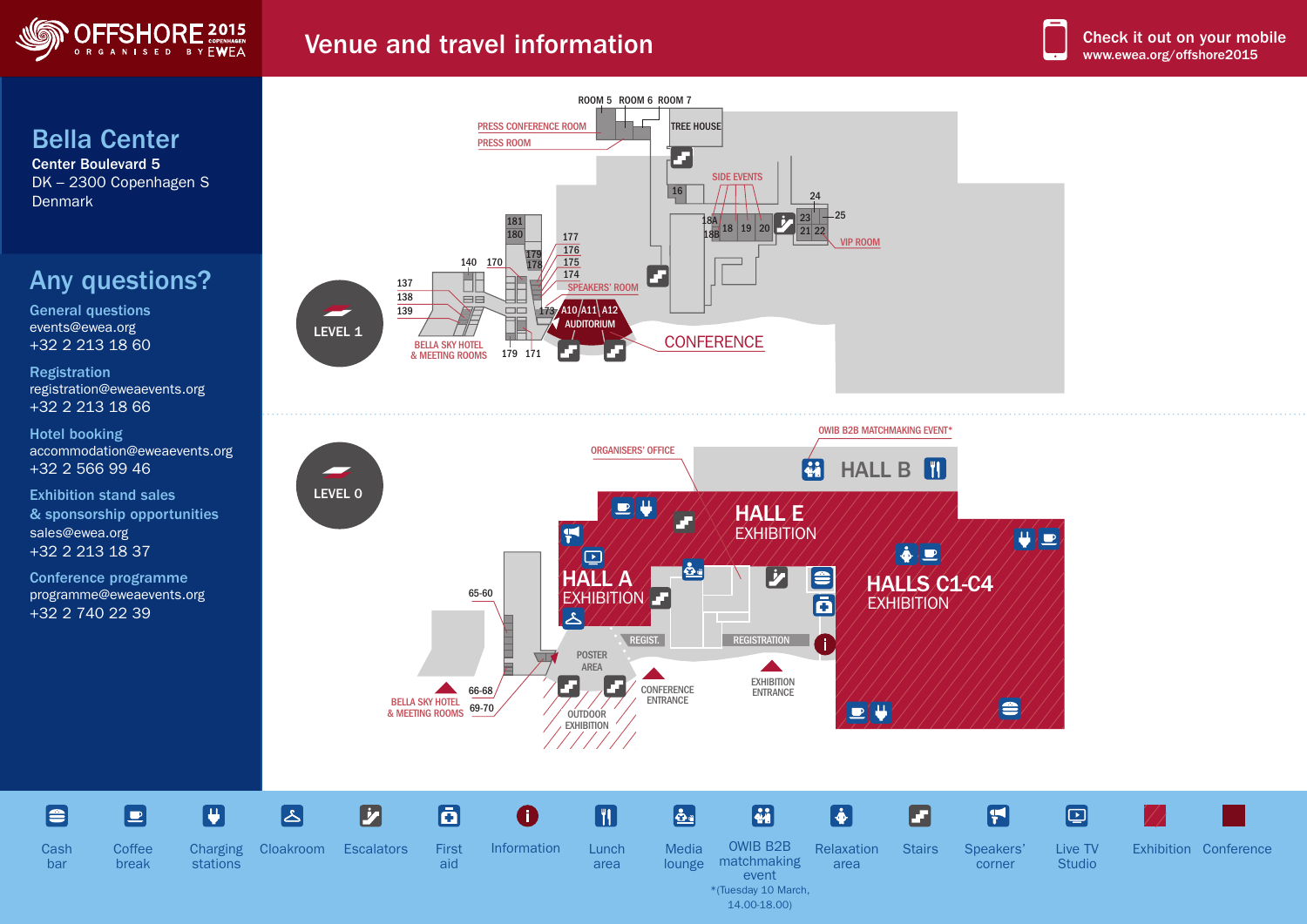# OFFSHORE 2015 COPENHAGEN — ORGANISED BY EWEA

## Venue and travel information

Check it out on your mobile
www.ewea.org/offshore2015

## Bella Center

Center Boulevard 5
DK – 2300 Copenhagen S
Denmark

## Any questions?

**General questions**
events@ewea.org
+32 2 213 18 60

**Registration**
registration@eweaevents.org
+32 2 213 18 66

**Hotel booking**
accommodation@eweaevents.org
+32 2 566 99 46

**Exhibition stand sales & sponsorship opportunities**
sales@ewea.org
+32 2 213 18 37

**Conference programme**
programme@eweaevents.org
+32 2 740 22 39

### LEVEL 1

ROOM 5, ROOM 6, ROOM 7, TREE HOUSE, PRESS CONFERENCE ROOM, PRESS ROOM, SIDE EVENTS, 16, 18A, 18B, 18, 19, 20, 23, 24, 25, 21, 22, VIP ROOM, 181, 180, 179, 178, 177, 176, 175, 174, 140, 170, 137, 138, 139, SPEAKERS' ROOM, 173, A10, A11, A12, AUDITORIUM, BELLA SKY HOTEL & MEETING ROOMS, 179, 171, CONFERENCE

### LEVEL 0

OWIB B2B MATCHMAKING EVENT*, ORGANISERS' OFFICE, HALL B, HALL E EXHIBITION, HALL A EXHIBITION, HALLS C1-C4 EXHIBITION, 65-60, POSTER AREA, REGIST., REGISTRATION, 66-68, 69-70, BELLA SKY HOTEL & MEETING ROOMS, OUTDOOR EXHIBITION, CONFERENCE ENTRANCE, EXHIBITION ENTRANCE

**Legend:** Cash bar · Coffee break · Charging stations · Cloakroom · Escalators · First aid · Information · Lunch area · Media lounge · OWIB B2B matchmaking event · Relaxation area · Stairs · Speakers' corner · Live TV Studio · Exhibition · Conference

*(Tuesday 10 March, 14.00-18.00)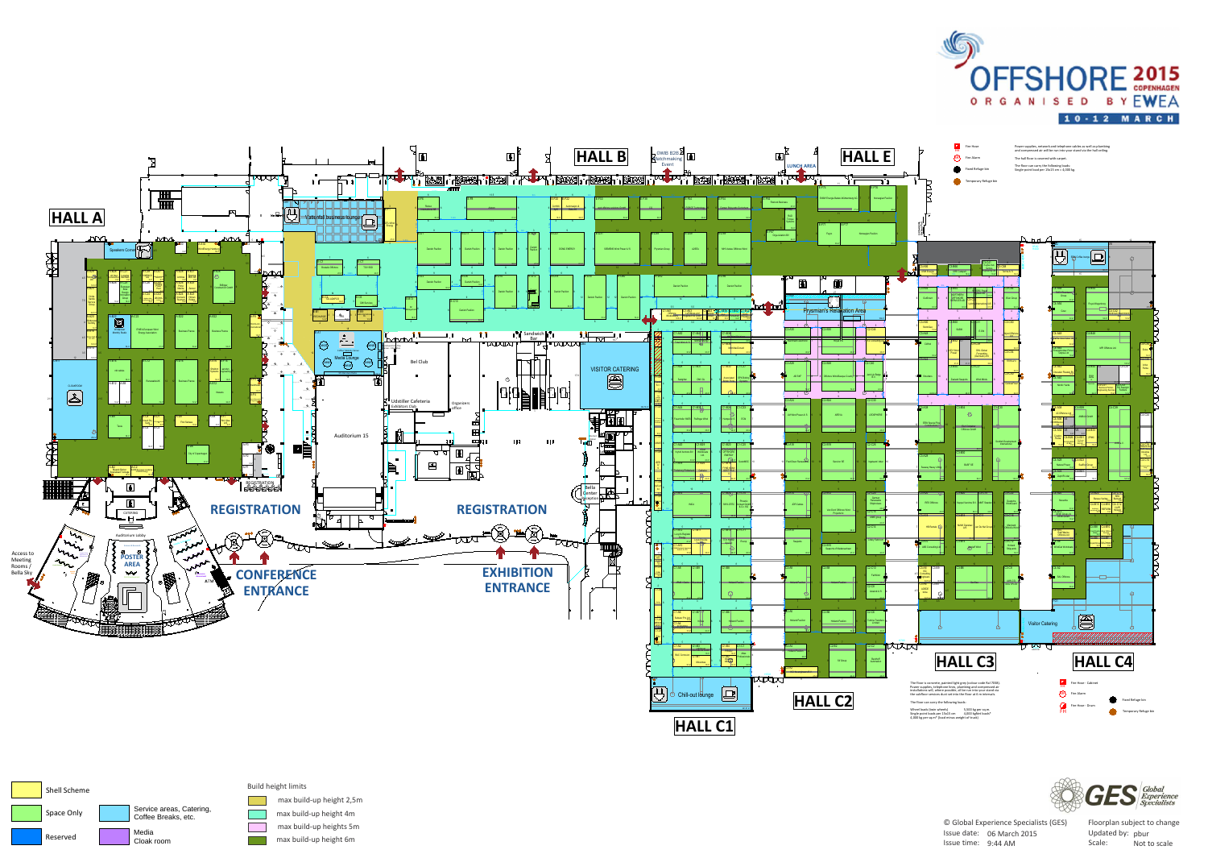# OFFSHORE 2015

COPENHAGEN

ORGANISED BY EWEA

10-12 MARCH

HALL A

HALL B

HALL E

HALL C1

HALL C2

HALL C3

HALL C4

REGISTRATION

REGISTRATION

CONFERENCE ENTRANCE

EXHIBITION ENTRANCE

POSTER AREA

Access to Meeting Rooms / Bella Sky

Auditorium 15

Bel Club

VISITOR CATERING

Media Lounge

Prysmian's Relaxation Area

Chill-out lounge

Visitor Catering

LUNCH AREA

Sandwich Bar

Speakers Corner

Vattenfall business lounge

Organisers office

Uddstiller Cafeteria

Bella Center Reception

Auditorium lobby

Fire Hose

Fire Alarm

Fixed Refuge bin

Temporary Refuge bin

Power supplies, network and telephone cables as well as plumbing and compressed air will be run into your stand via the hall ceiling.

The hall floor is covered with carpet.

The floor can carry the following loads: Single point load per 15x15 cm = 4,000 kg.

The floor is concrete, painted light grey (colour code Ral 7030). Power supplies, telephone lines, plumbing and compressed air installations will, where possible, all be run into your stand via the subfloor services duct set into the floor at 6 m intervals.

The floor can carry the following loads:

Wheel loads (cover wheels) 5,500 kg per axle.
Single point loads per 15x15 cm 6,000 kg/bet loads*
4,000 kg per sq m* (fixed minus weight of truck)

Fire Hose - Cabinet

Fire Alarm

Fire Hose - Drum

Fixed Refuge bin

Temporary Refuge bin

Shell Scheme

Space Only

Reserved

Service areas, Catering, Coffee Breaks, etc.

Media Cloak room

Build height limits

max build-up height 2,5m

max build-up height 4m

max build-up heights 5m

max build-up height 6m

GES Global Experience Specialists

© Global Experience Specialists (GES)

Issue date: 06 March 2015

Issue time: 9:44 AM

Floorplan subject to change

Updated by: pbur

Scale: Not to scale